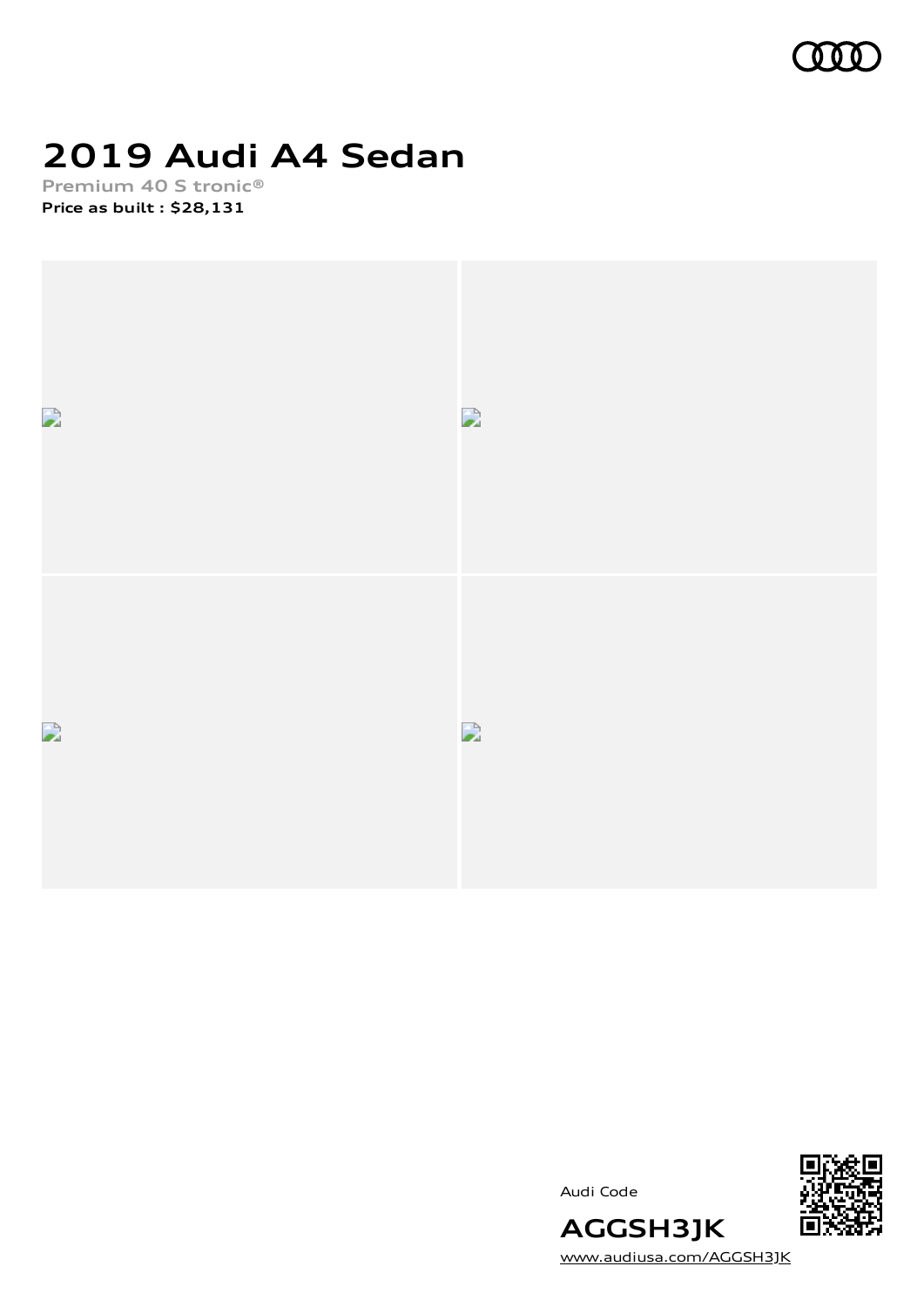# 2019 Audi A4 Sedan

Premium 40 S tronic®

**Price as built : $28,131**

Audi Code

**AGGSH3JK**

www.audiusa.com/AGGSH3JK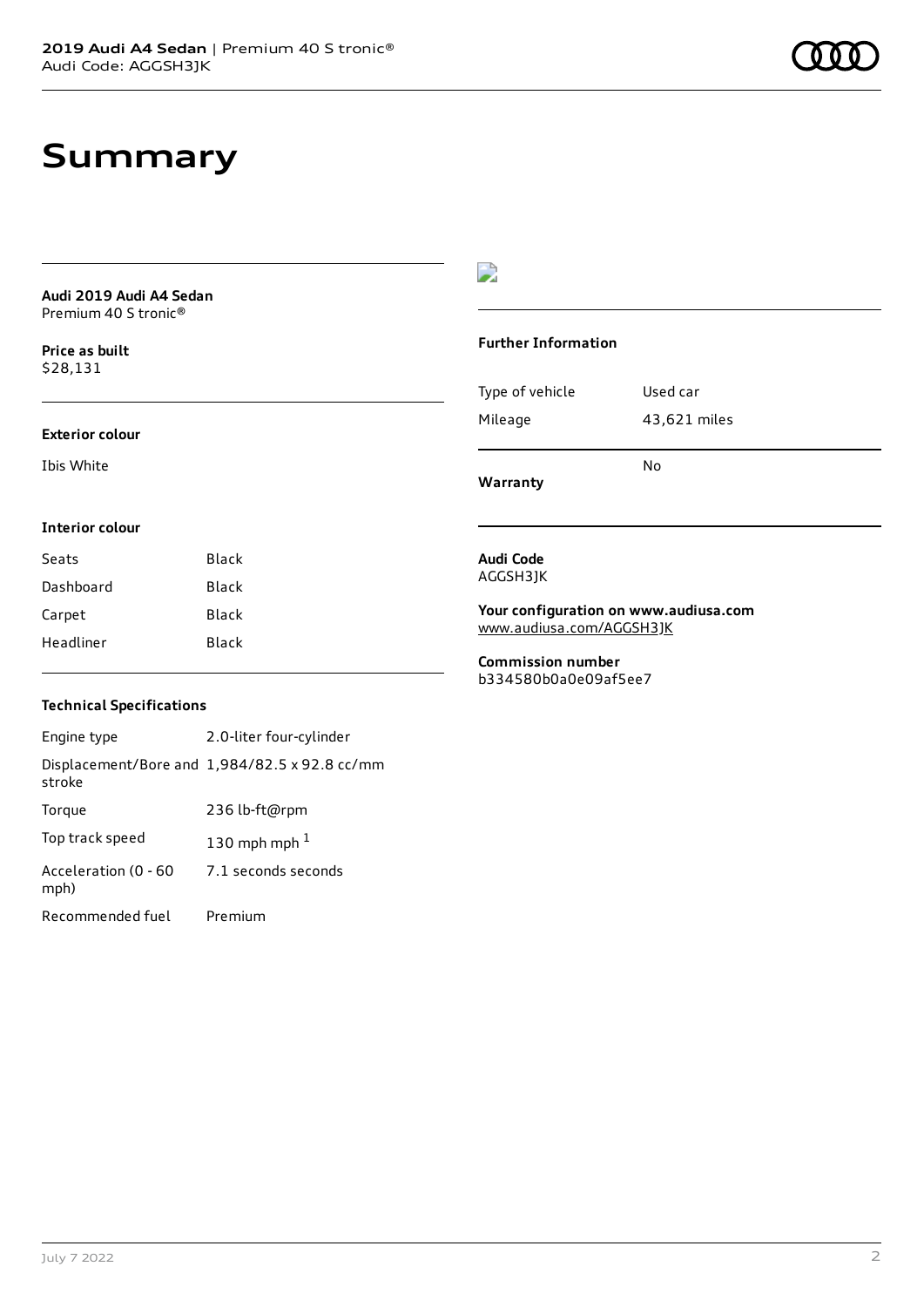# Summary

**Audi 2019 Audi A4 Sedan**
Premium 40 S tronic®

**Price as built**
$28,131

### Exterior colour

Ibis White

### Interior colour

| | |
|---|---|
| Seats | Black |
| Dashboard | Black |
| Carpet | Black |
| Headliner | Black |

### Technical Specifications

| | |
|---|---|
| Engine type | 2.0-liter four-cylinder |
| Displacement/Bore and stroke | 1,984/82.5 x 92.8 cc/mm |
| Torque | 236 lb-ft@rpm |
| Top track speed | 130 mph mph [1] |
| Acceleration (0 - 60 mph) | 7.1 seconds seconds |
| Recommended fuel | Premium |

### Further Information

| | |
|---|---|
| Type of vehicle | Used car |
| Mileage | 43,621 miles |
| **Warranty** | No |

**Audi Code**
AGGSH3JK

**Your configuration on www.audiusa.com**
www.audiusa.com/AGGSH3JK

**Commission number**
b334580b0a0e09af5ee7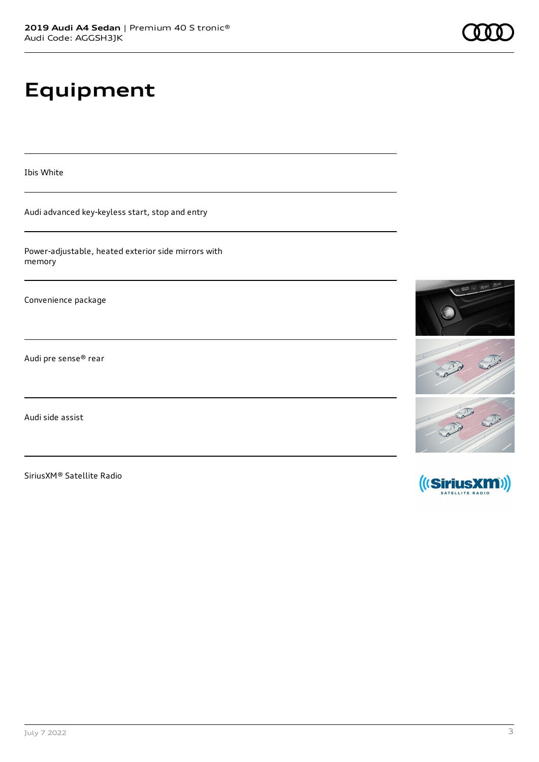# Equipment

Ibis White

Audi advanced key-keyless start, stop and entry

Power-adjustable, heated exterior side mirrors with memory

Convenience package

Audi pre sense® rear

Audi side assist

SiriusXM® Satellite Radio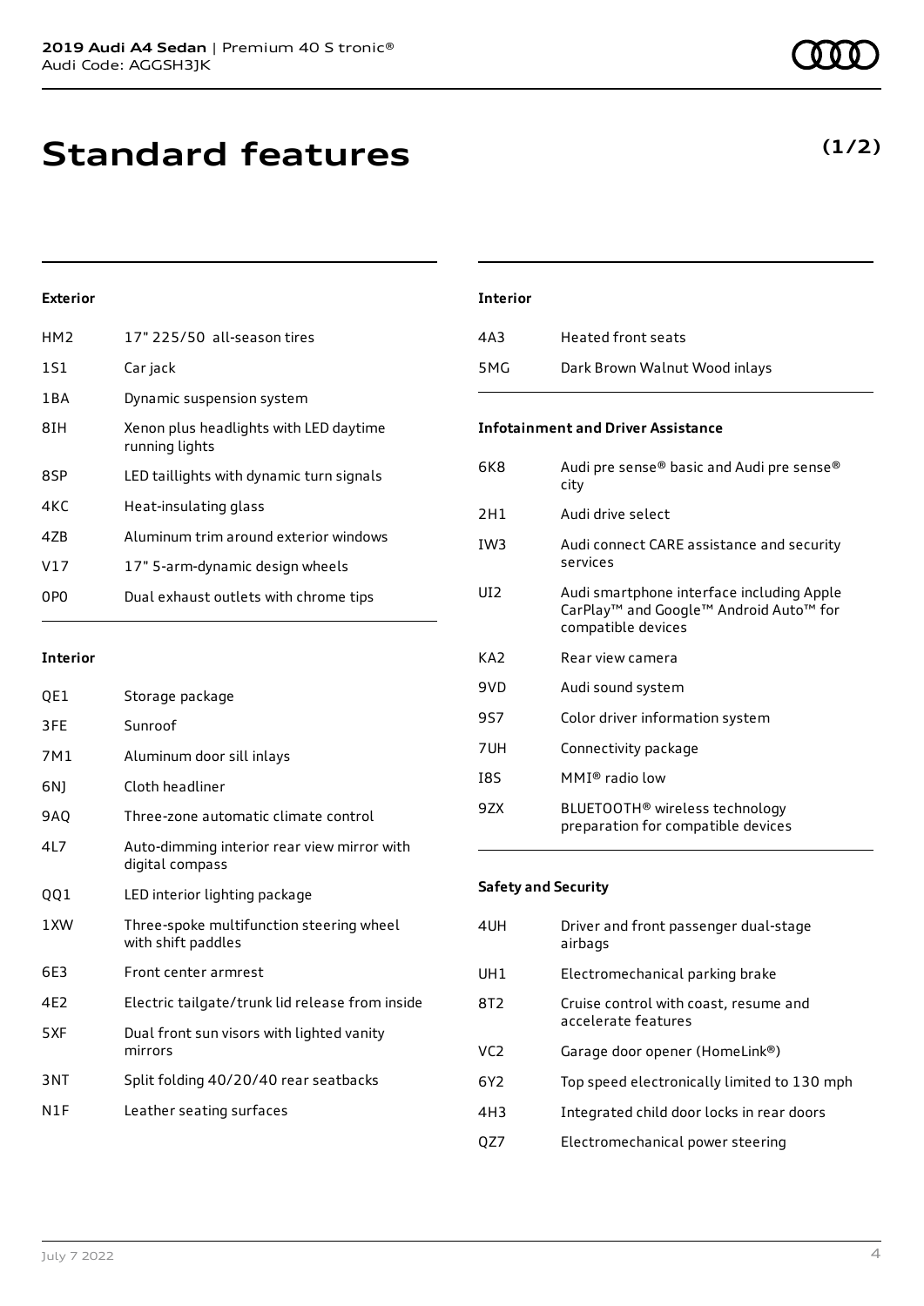# Standard features

**(1/2)**

### Exterior

| | |
|---|---|
| HM2 | 17" 225/50 all-season tires |
| 1S1 | Car jack |
| 1BA | Dynamic suspension system |
| 8IH | Xenon plus headlights with LED daytime running lights |
| 8SP | LED taillights with dynamic turn signals |
| 4KC | Heat-insulating glass |
| 4ZB | Aluminum trim around exterior windows |
| V17 | 17" 5-arm-dynamic design wheels |
| 0P0 | Dual exhaust outlets with chrome tips |

### Interior

| | |
|---|---|
| QE1 | Storage package |
| 3FE | Sunroof |
| 7M1 | Aluminum door sill inlays |
| 6NJ | Cloth headliner |
| 9AQ | Three-zone automatic climate control |
| 4L7 | Auto-dimming interior rear view mirror with digital compass |
| QQ1 | LED interior lighting package |
| 1XW | Three-spoke multifunction steering wheel with shift paddles |
| 6E3 | Front center armrest |
| 4E2 | Electric tailgate/trunk lid release from inside |
| 5XF | Dual front sun visors with lighted vanity mirrors |
| 3NT | Split folding 40/20/40 rear seatbacks |
| N1F | Leather seating surfaces |

### Interior

| | |
|---|---|
| 4A3 | Heated front seats |
| 5MG | Dark Brown Walnut Wood inlays |

### Infotainment and Driver Assistance

| | |
|---|---|
| 6K8 | Audi pre sense® basic and Audi pre sense® city |
| 2H1 | Audi drive select |
| IW3 | Audi connect CARE assistance and security services |
| UI2 | Audi smartphone interface including Apple CarPlay™ and Google™ Android Auto™ for compatible devices |
| KA2 | Rear view camera |
| 9VD | Audi sound system |
| 9S7 | Color driver information system |
| 7UH | Connectivity package |
| I8S | MMI® radio low |
| 9ZX | BLUETOOTH® wireless technology preparation for compatible devices |

### Safety and Security

| | |
|---|---|
| 4UH | Driver and front passenger dual-stage airbags |
| UH1 | Electromechanical parking brake |
| 8T2 | Cruise control with coast, resume and accelerate features |
| VC2 | Garage door opener (HomeLink®) |
| 6Y2 | Top speed electronically limited to 130 mph |
| 4H3 | Integrated child door locks in rear doors |
| QZ7 | Electromechanical power steering |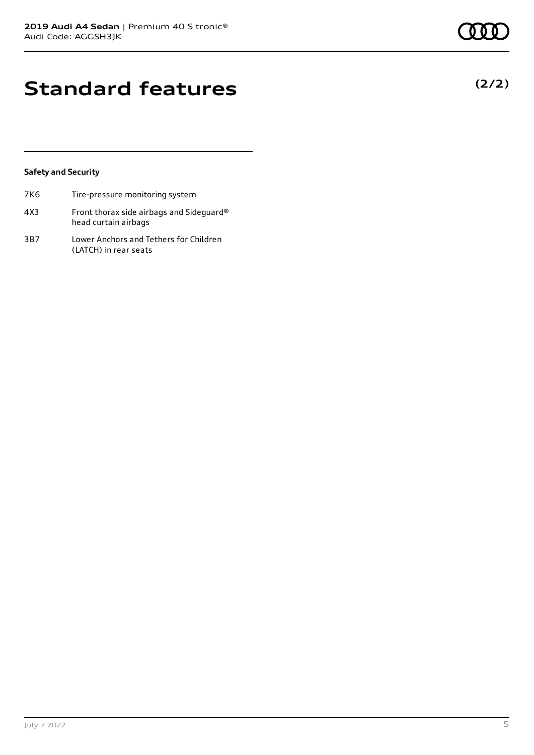# Standard features

**(2/2)**

**Safety and Security**

| | |
|---|---|
| 7K6 | Tire-pressure monitoring system |
| 4X3 | Front thorax side airbags and Sideguard® head curtain airbags |
| 3B7 | Lower Anchors and Tethers for Children (LATCH) in rear seats |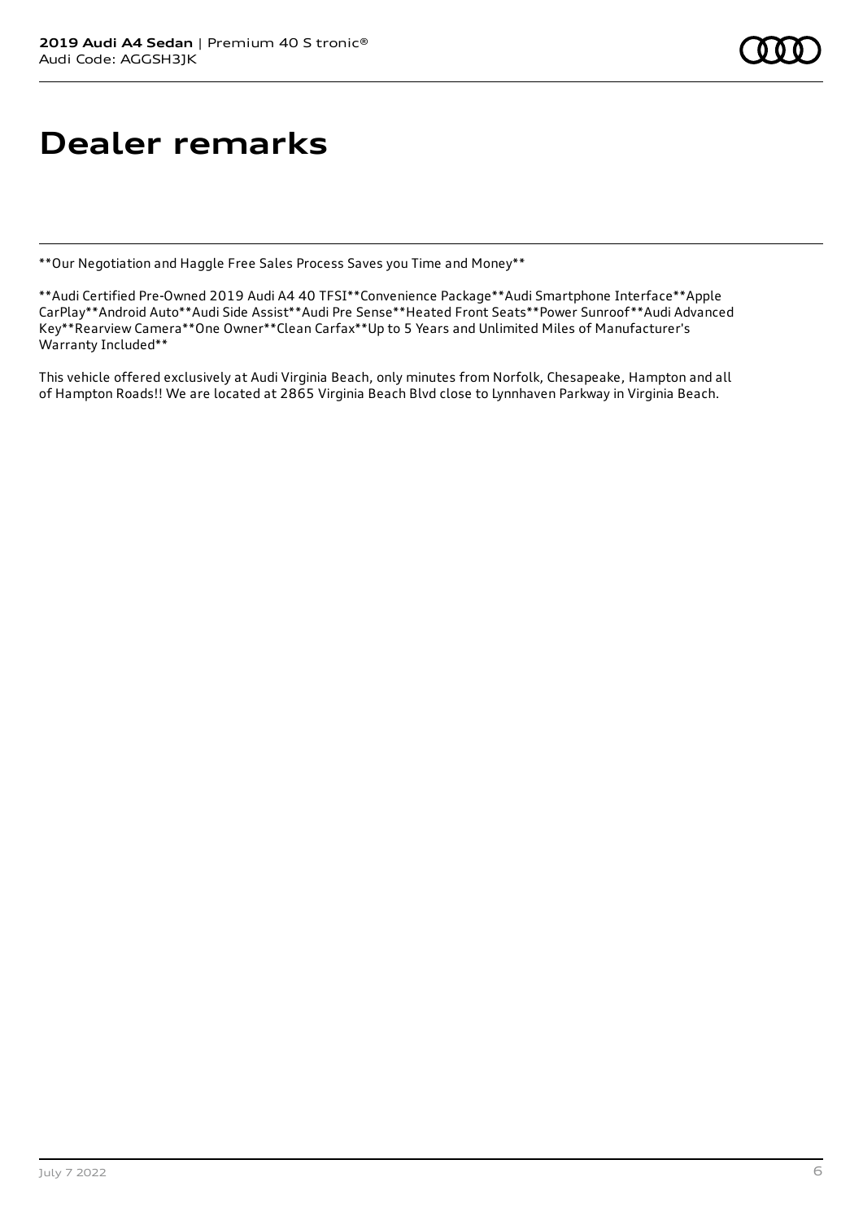# Dealer remarks

**Our Negotiation and Haggle Free Sales Process Saves you Time and Money**

**Audi Certified Pre-Owned 2019 Audi A4 40 TFSI**Convenience Package**Audi Smartphone Interface**Apple CarPlay**Android Auto**Audi Side Assist**Audi Pre Sense**Heated Front Seats**Power Sunroof**Audi Advanced Key**Rearview Camera**One Owner**Clean Carfax**Up to 5 Years and Unlimited Miles of Manufacturer's Warranty Included**

This vehicle offered exclusively at Audi Virginia Beach, only minutes from Norfolk, Chesapeake, Hampton and all of Hampton Roads!! We are located at 2865 Virginia Beach Blvd close to Lynnhaven Parkway in Virginia Beach.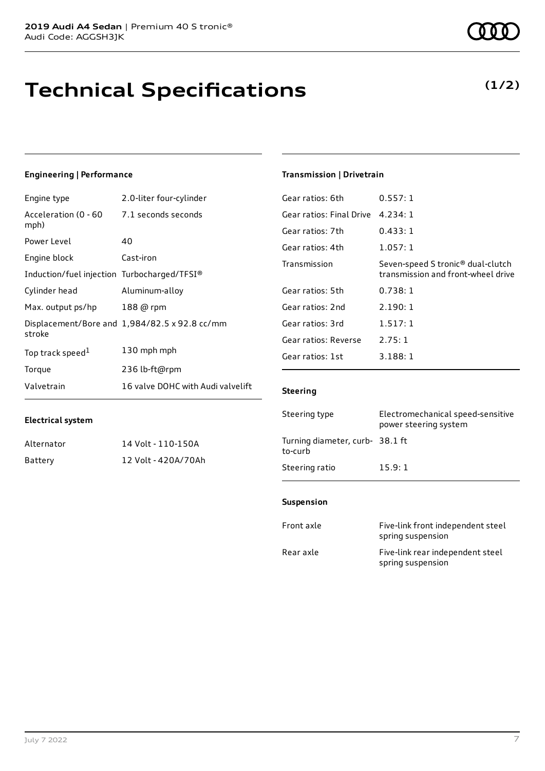# Technical Specifications

**(1/2)**

### Engineering | Performance

| | |
|---|---|
| Engine type | 2.0-liter four-cylinder |
| Acceleration (0 - 60 mph) | 7.1 seconds seconds |
| Power Level | 40 |
| Engine block | Cast-iron |
| Induction/fuel injection | Turbocharged/TFSI® |
| Cylinder head | Aluminum-alloy |
| Max. output ps/hp | 188 @ rpm |
| Displacement/Bore and stroke | 1,984/82.5 x 92.8 cc/mm |
| Top track speed[1] | 130 mph mph |
| Torque | 236 lb-ft@rpm |
| Valvetrain | 16 valve DOHC with Audi valvelift |

### Electrical system

| | |
|---|---|
| Alternator | 14 Volt - 110-150A |
| Battery | 12 Volt - 420A/70Ah |

### Transmission | Drivetrain

| | |
|---|---|
| Gear ratios: 6th | 0.557: 1 |
| Gear ratios: Final Drive | 4.234: 1 |
| Gear ratios: 7th | 0.433: 1 |
| Gear ratios: 4th | 1.057: 1 |
| Transmission | Seven-speed S tronic® dual-clutch transmission and front-wheel drive |
| Gear ratios: 5th | 0.738: 1 |
| Gear ratios: 2nd | 2.190: 1 |
| Gear ratios: 3rd | 1.517: 1 |
| Gear ratios: Reverse | 2.75: 1 |
| Gear ratios: 1st | 3.188: 1 |

### Steering

| | |
|---|---|
| Steering type | Electromechanical speed-sensitive power steering system |
| Turning diameter, curb-to-curb | 38.1 ft |
| Steering ratio | 15.9: 1 |

### Suspension

| | |
|---|---|
| Front axle | Five-link front independent steel spring suspension |
| Rear axle | Five-link rear independent steel spring suspension |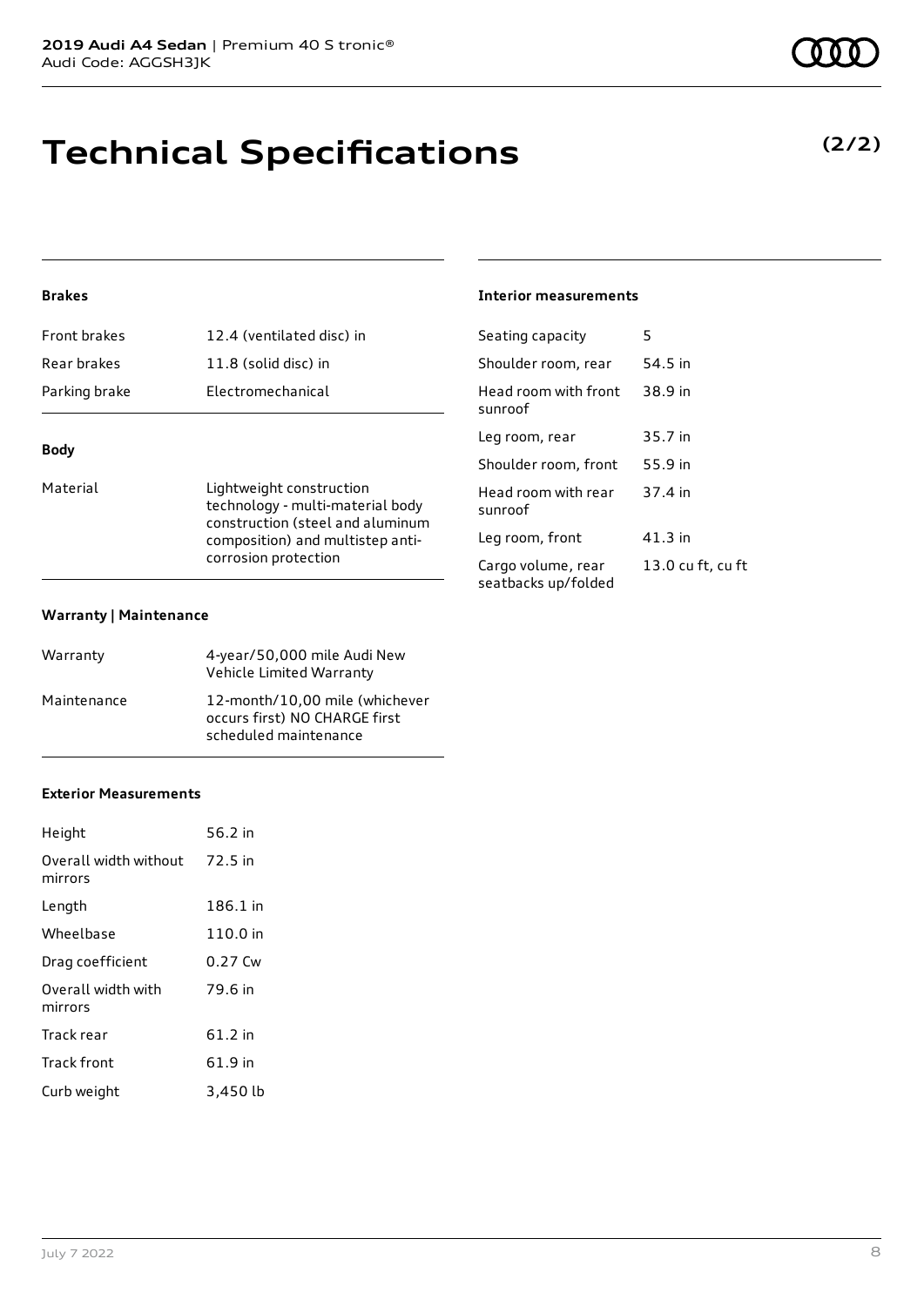# Technical Specifications

**(2/2)**

### Brakes

| | |
|---|---|
| Front brakes | 12.4 (ventilated disc) in |
| Rear brakes | 11.8 (solid disc) in |
| Parking brake | Electromechanical |

### Body

| | |
|---|---|
| Material | Lightweight construction technology - multi-material body construction (steel and aluminum composition) and multistep anti-corrosion protection |

### Warranty | Maintenance

| | |
|---|---|
| Warranty | 4-year/50,000 mile Audi New Vehicle Limited Warranty |
| Maintenance | 12-month/10,00 mile (whichever occurs first) NO CHARGE first scheduled maintenance |

### Exterior Measurements

| | |
|---|---|
| Height | 56.2 in |
| Overall width without mirrors | 72.5 in |
| Length | 186.1 in |
| Wheelbase | 110.0 in |
| Drag coefficient | 0.27 Cw |
| Overall width with mirrors | 79.6 in |
| Track rear | 61.2 in |
| Track front | 61.9 in |
| Curb weight | 3,450 lb |

### Interior measurements

| | |
|---|---|
| Seating capacity | 5 |
| Shoulder room, rear | 54.5 in |
| Head room with front sunroof | 38.9 in |
| Leg room, rear | 35.7 in |
| Shoulder room, front | 55.9 in |
| Head room with rear sunroof | 37.4 in |
| Leg room, front | 41.3 in |
| Cargo volume, rear seatbacks up/folded | 13.0 cu ft, cu ft |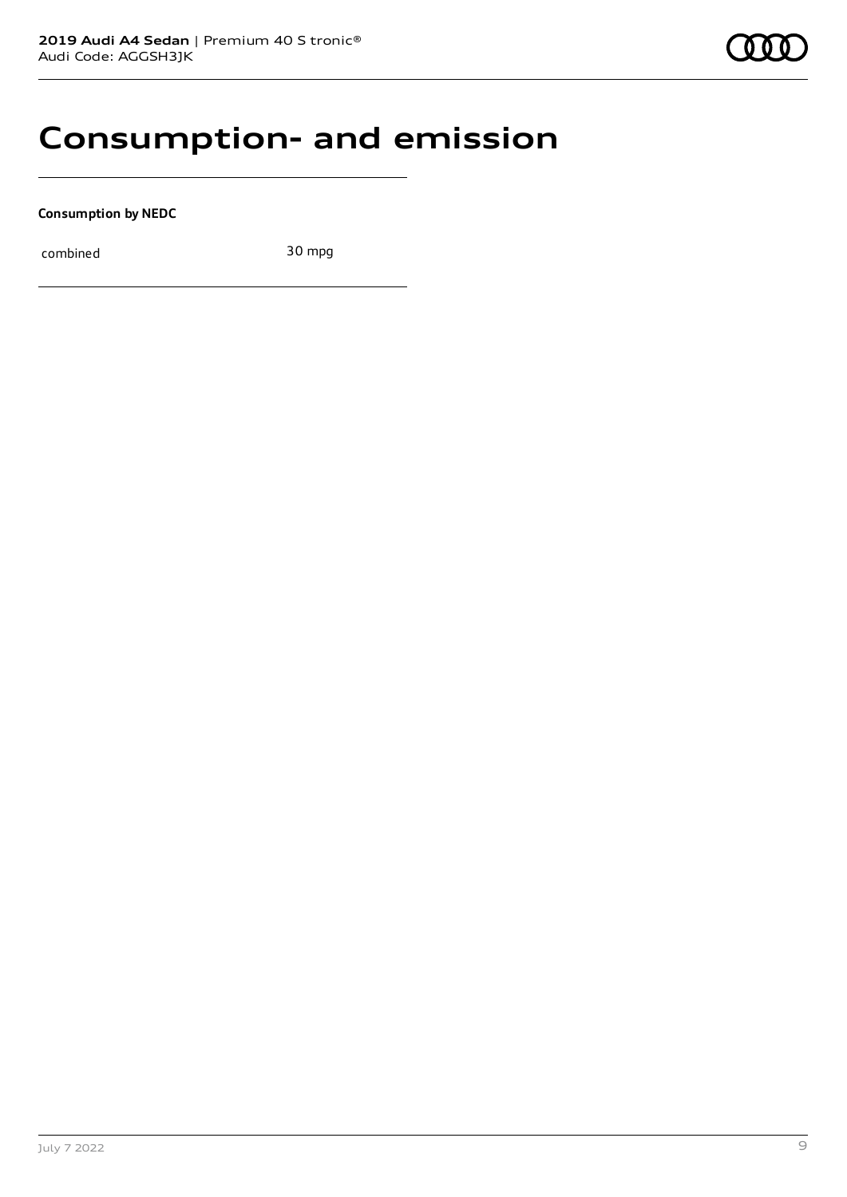# Consumption- and emission

**Consumption by NEDC**

| combined | 30 mpg |
| --- | --- |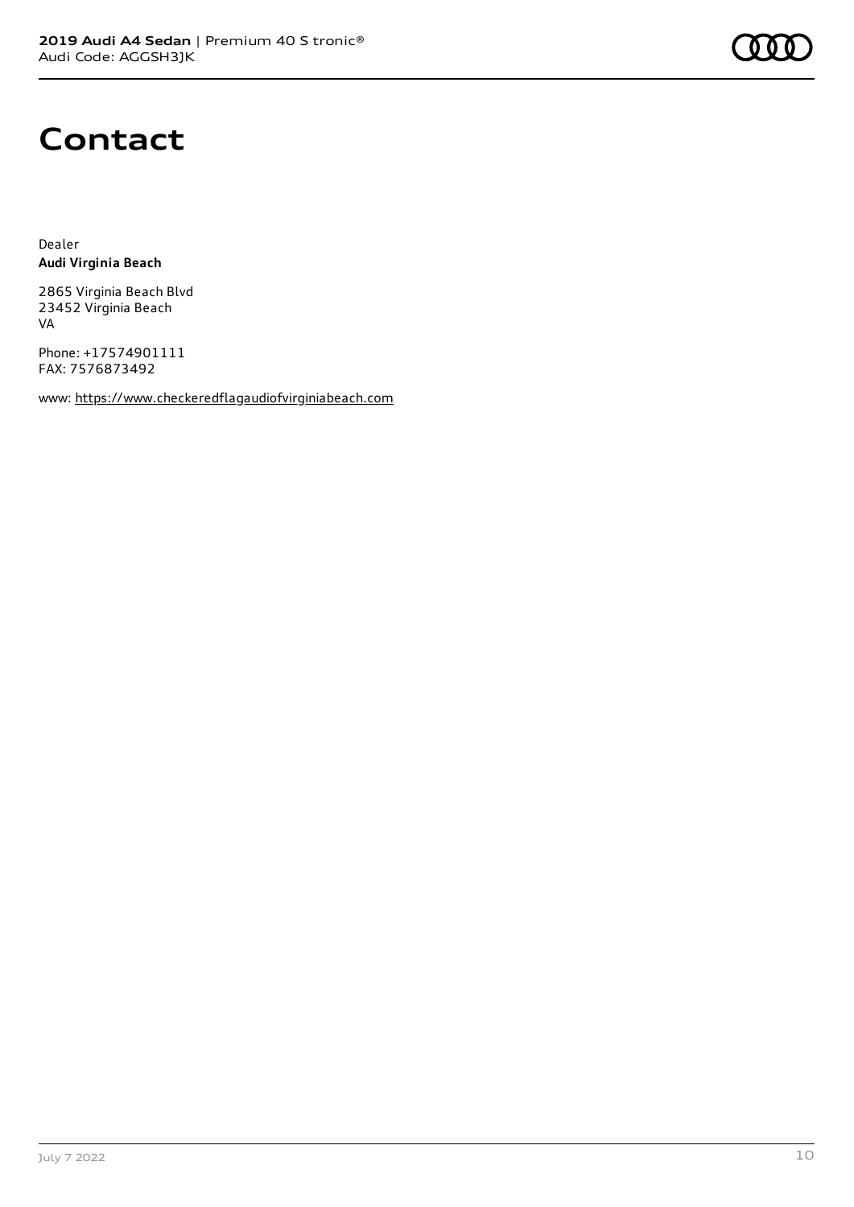# Contact

Dealer
**Audi Virginia Beach**

2865 Virginia Beach Blvd
23452 Virginia Beach
VA

Phone: +17574901111
FAX: 7576873492

www: https://www.checkeredflagaudiofvirginiabeach.com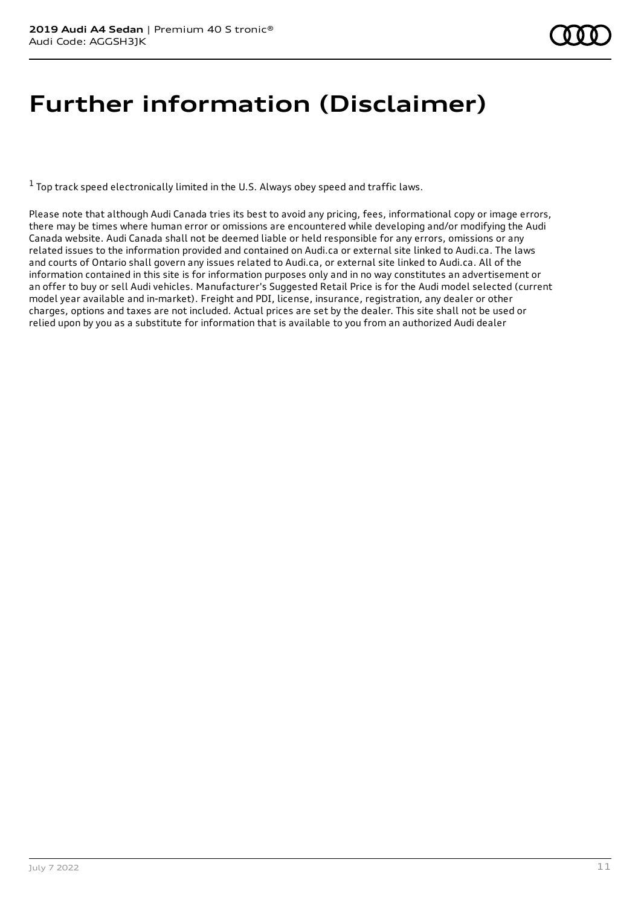# Further information (Disclaimer)

[1] Top track speed electronically limited in the U.S. Always obey speed and traffic laws.

Please note that although Audi Canada tries its best to avoid any pricing, fees, informational copy or image errors, there may be times where human error or omissions are encountered while developing and/or modifying the Audi Canada website. Audi Canada shall not be deemed liable or held responsible for any errors, omissions or any related issues to the information provided and contained on Audi.ca or external site linked to Audi.ca. The laws and courts of Ontario shall govern any issues related to Audi.ca, or external site linked to Audi.ca. All of the information contained in this site is for information purposes only and in no way constitutes an advertisement or an offer to buy or sell Audi vehicles. Manufacturer's Suggested Retail Price is for the Audi model selected (current model year available and in-market). Freight and PDI, license, insurance, registration, any dealer or other charges, options and taxes are not included. Actual prices are set by the dealer. This site shall not be used or relied upon by you as a substitute for information that is available to you from an authorized Audi dealer